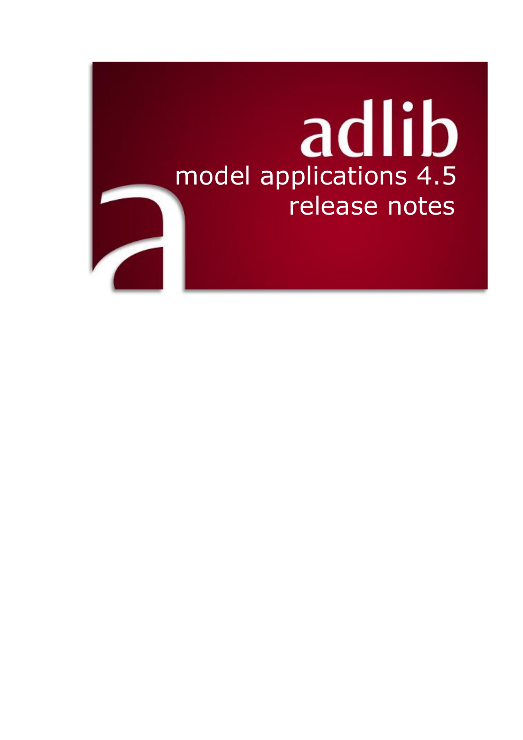# adlib

## model applications 4.5 release notes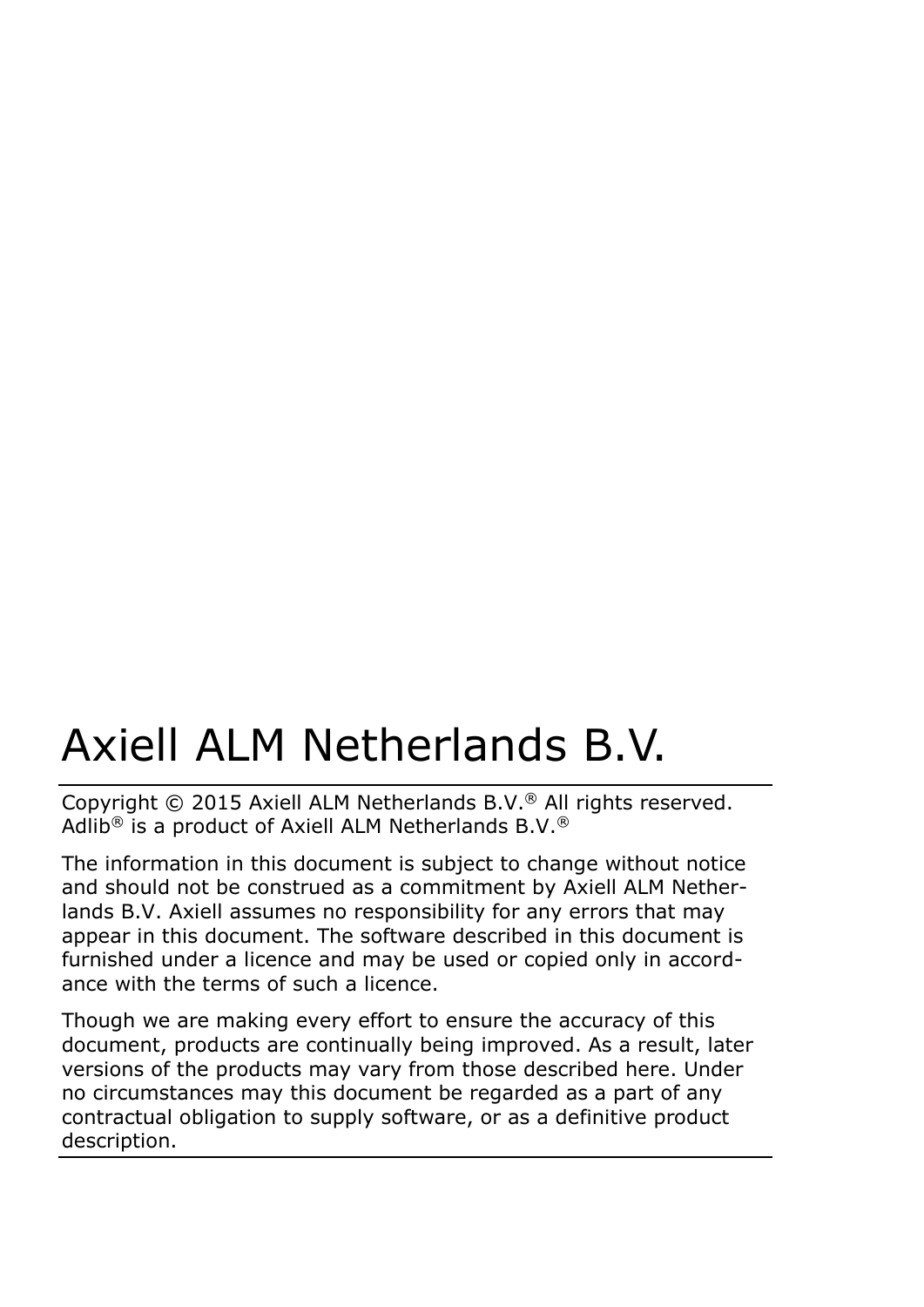# Axiell ALM Netherlands B.V.

Copyright © 2015 Axiell ALM Netherlands B.V.® All rights reserved.
Adlib® is a product of Axiell ALM Netherlands B.V.®

The information in this document is subject to change without notice and should not be construed as a commitment by Axiell ALM Netherlands B.V. Axiell assumes no responsibility for any errors that may appear in this document. The software described in this document is furnished under a licence and may be used or copied only in accordance with the terms of such a licence.

Though we are making every effort to ensure the accuracy of this document, products are continually being improved. As a result, later versions of the products may vary from those described here. Under no circumstances may this document be regarded as a part of any contractual obligation to supply software, or as a definitive product description.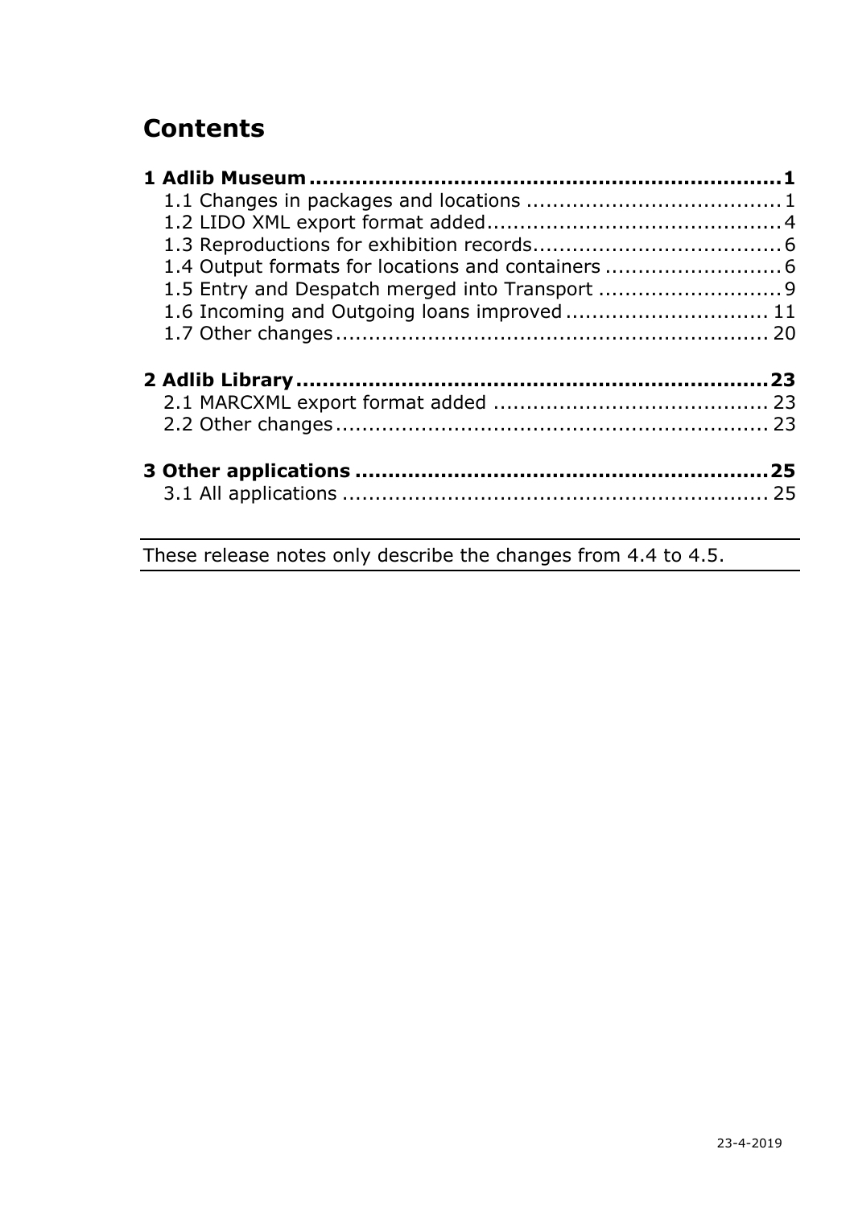# Contents

**1 Adlib Museum ........................................................................ 1**

1.1 Changes in packages and locations ....................................... 1
1.2 LIDO XML export format added............................................. 4
1.3 Reproductions for exhibition records...................................... 6
1.4 Output formats for locations and containers ........................... 6
1.5 Entry and Despatch merged into Transport ............................ 9
1.6 Incoming and Outgoing loans improved ............................... 11
1.7 Other changes ................................................................. 20

**2 Adlib Library ........................................................................ 23**

2.1 MARCXML export format added .......................................... 23
2.2 Other changes ................................................................. 23

**3 Other applications .............................................................. 25**

3.1 All applications ................................................................. 25

---

These release notes only describe the changes from 4.4 to 4.5.

---

23-4-2019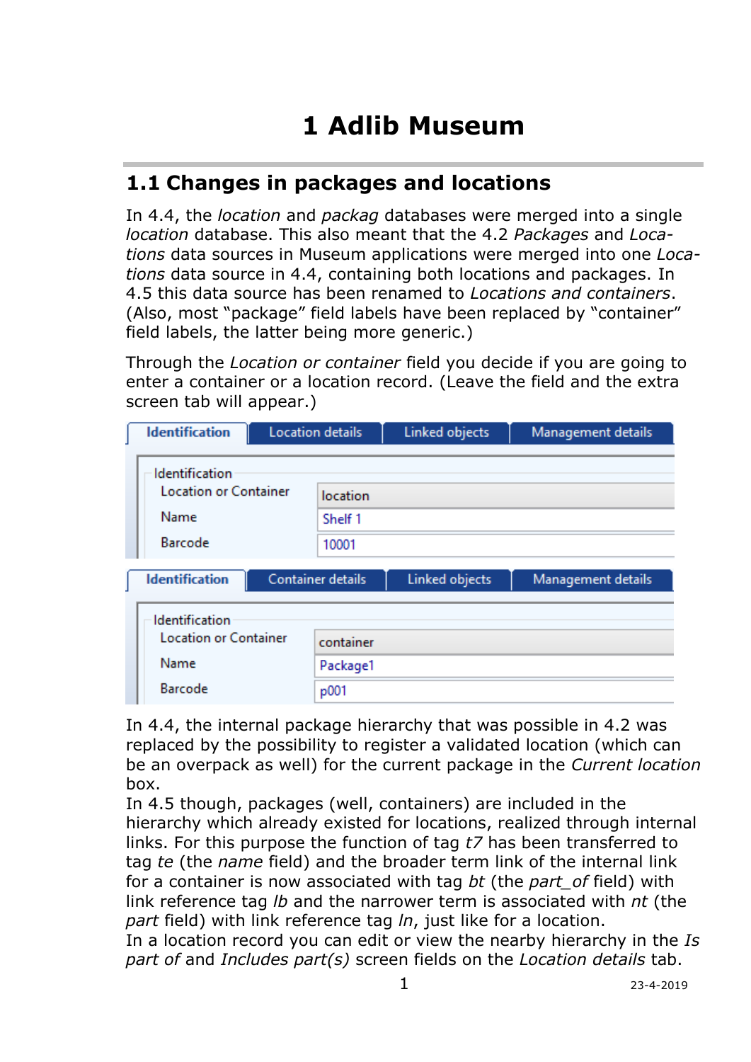# 1 Adlib Museum

## 1.1 Changes in packages and locations

In 4.4, the *location* and *packag* databases were merged into a single *location* database. This also meant that the 4.2 *Packages* and *Locations* data sources in Museum applications were merged into one *Locations* data source in 4.4, containing both locations and packages. In 4.5 this data source has been renamed to *Locations and containers*. (Also, most "package" field labels have been replaced by "container" field labels, the latter being more generic.)

Through the *Location or container* field you decide if you are going to enter a container or a location record. (Leave the field and the extra screen tab will appear.)

In 4.4, the internal package hierarchy that was possible in 4.2 was replaced by the possibility to register a validated location (which can be an overpack as well) for the current package in the *Current location* box.
In 4.5 though, packages (well, containers) are included in the hierarchy which already existed for locations, realized through internal links. For this purpose the function of tag *t7* has been transferred to tag *te* (the *name* field) and the broader term link of the internal link for a container is now associated with tag *bt* (the *part_of* field) with link reference tag *lb* and the narrower term is associated with *nt* (the *part* field) with link reference tag *ln*, just like for a location.
In a location record you can edit or view the nearby hierarchy in the *Is part of* and *Includes part(s)* screen fields on the *Location details* tab.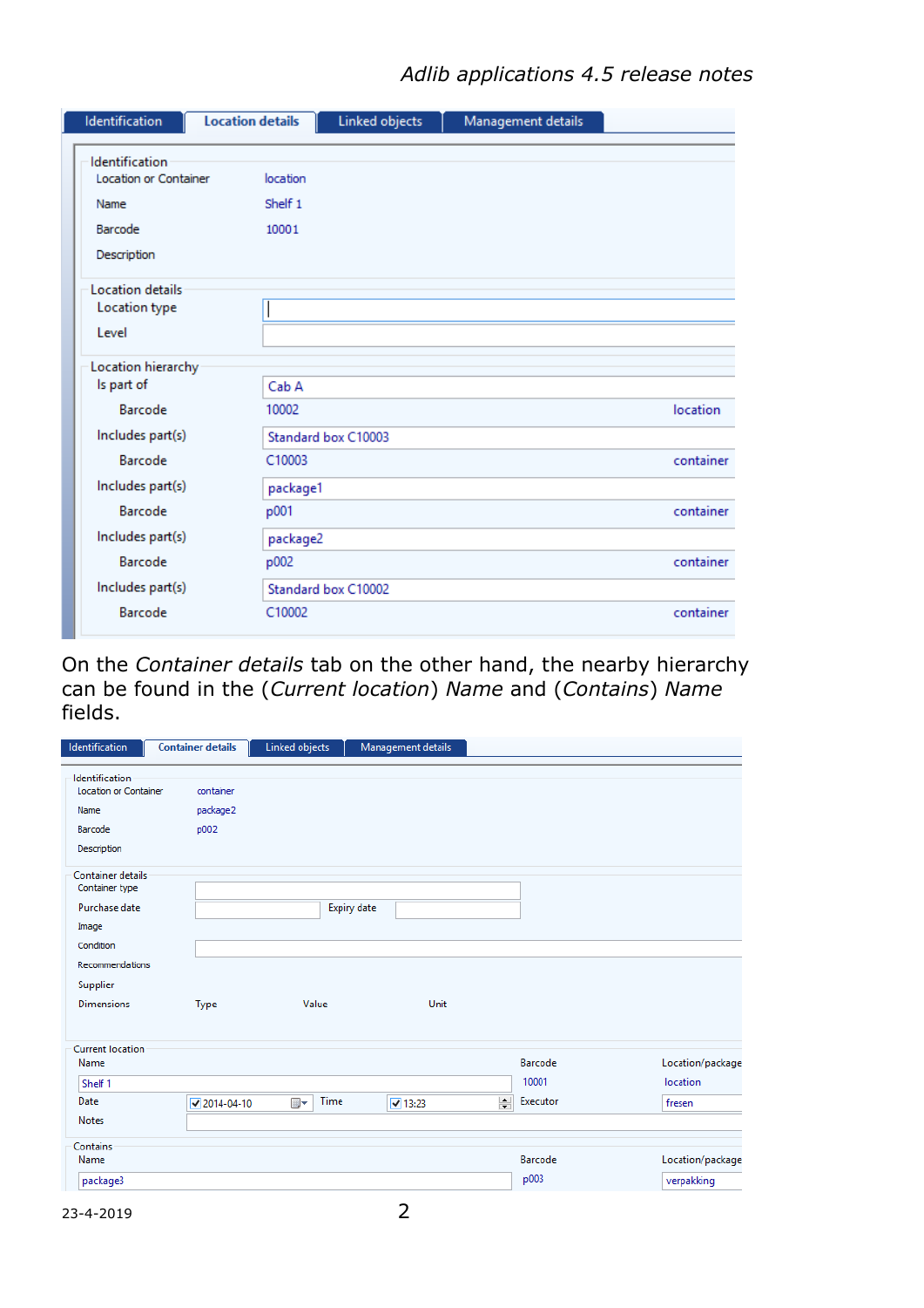On the *Container details* tab on the other hand, the nearby hierarchy can be found in the (*Current location*) *Name* and (*Contains*) *Name* fields.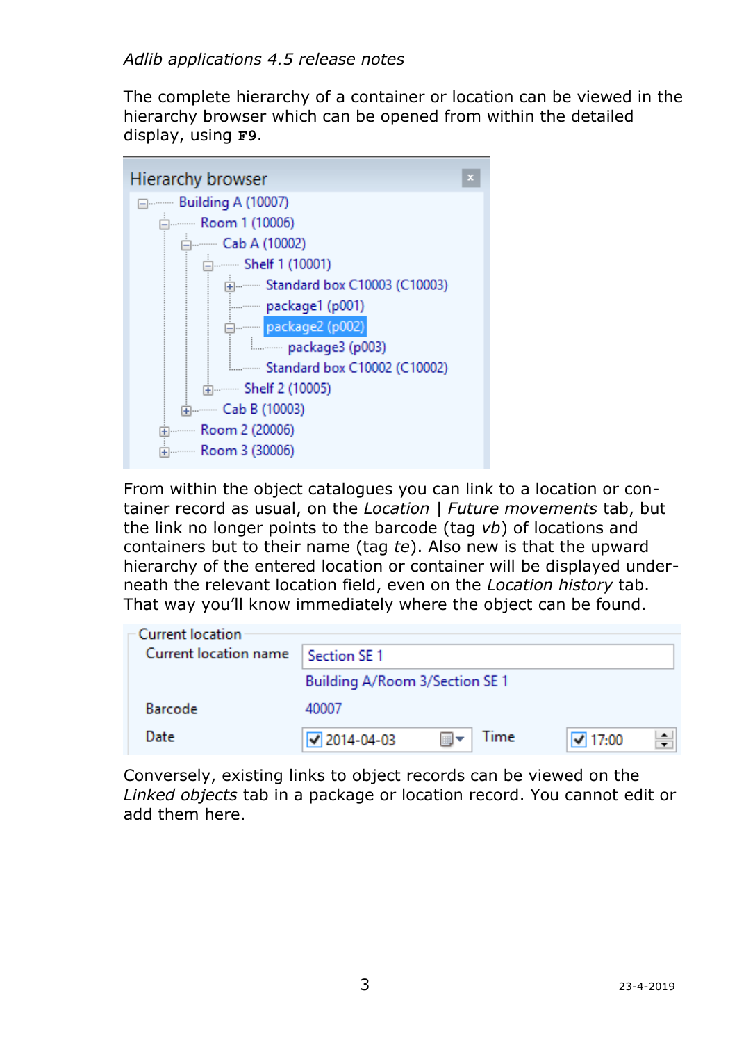The complete hierarchy of a container or location can be viewed in the hierarchy browser which can be opened from within the detailed display, using **F9**.

From within the object catalogues you can link to a location or container record as usual, on the *Location | Future movements* tab, but the link no longer points to the barcode (tag *vb*) of locations and containers but to their name (tag *te*). Also new is that the upward hierarchy of the entered location or container will be displayed underneath the relevant location field, even on the *Location history* tab. That way you'll know immediately where the object can be found.

Conversely, existing links to object records can be viewed on the *Linked objects* tab in a package or location record. You cannot edit or add them here.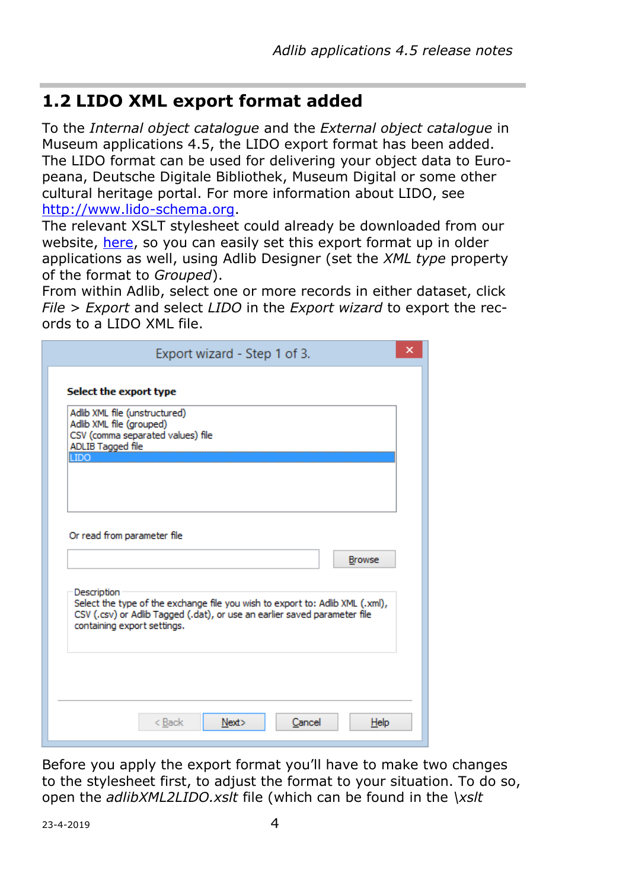## 1.2 LIDO XML export format added

To the *Internal object catalogue* and the *External object catalogue* in Museum applications 4.5, the LIDO export format has been added. The LIDO format can be used for delivering your object data to Europeana, Deutsche Digitale Bibliothek, Museum Digital or some other cultural heritage portal. For more information about LIDO, see [http://www.lido-schema.org](http://www.lido-schema.org).
The relevant XSLT stylesheet could already be downloaded from our website, here, so you can easily set this export format up in older applications as well, using Adlib Designer (set the *XML type* property of the format to *Grouped*).
From within Adlib, select one or more records in either dataset, click *File* > *Export* and select *LIDO* in the *Export wizard* to export the records to a LIDO XML file.

Before you apply the export format you'll have to make two changes to the stylesheet first, to adjust the format to your situation. To do so, open the *adlibXML2LIDO.xslt* file (which can be found in the *\xslt*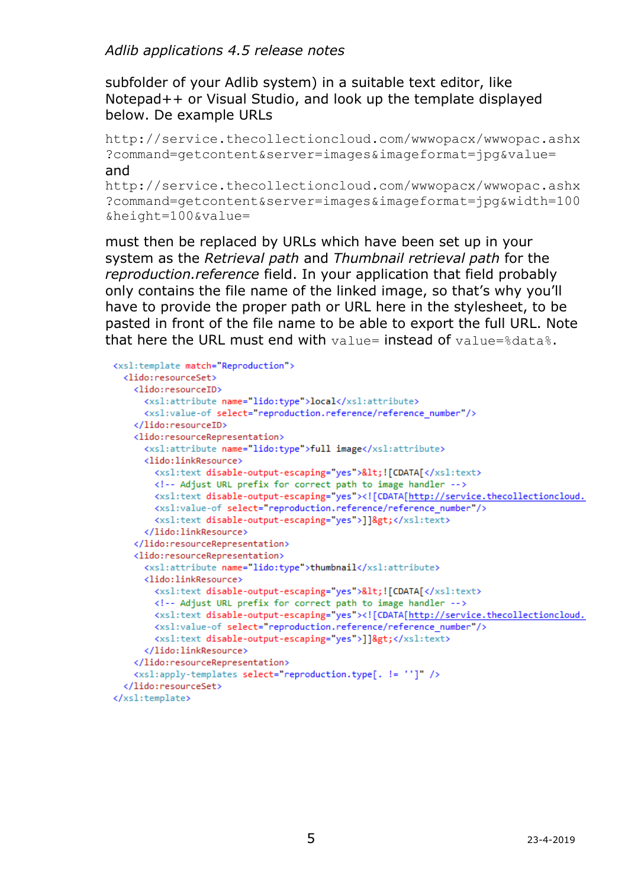subfolder of your Adlib system) in a suitable text editor, like Notepad++ or Visual Studio, and look up the template displayed below. De example URLs

```
http://service.thecollectioncloud.com/wwwopacx/wwwopac.ashx
?command=getcontent&server=images&imageformat=jpg&value=
```

and

```
http://service.thecollectioncloud.com/wwwopacx/wwwopac.ashx
?command=getcontent&server=images&imageformat=jpg&width=100
&height=100&value=
```

must then be replaced by URLs which have been set up in your system as the *Retrieval path* and *Thumbnail retrieval path* for the *reproduction.reference* field. In your application that field probably only contains the file name of the linked image, so that's why you'll have to provide the proper path or URL here in the stylesheet, to be pasted in front of the file name to be able to export the full URL. Note that here the URL must end with `value=` instead of `value=%data%`.

```
<xsl:template match="Reproduction">
  <lido:resourceSet>
    <lido:resourceID>
      <xsl:attribute name="lido:type">local</xsl:attribute>
      <xsl:value-of select="reproduction.reference/reference_number"/>
    </lido:resourceID>
    <lido:resourceRepresentation>
      <xsl:attribute name="lido:type">full image</xsl:attribute>
      <lido:linkResource>
        <xsl:text disable-output-escaping="yes">&lt;![CDATA[</xsl:text>
        <!-- Adjust URL prefix for correct path to image handler -->
        <xsl:text disable-output-escaping="yes"><![CDATA[http://service.thecollectioncloud.
        <xsl:value-of select="reproduction.reference/reference_number"/>
        <xsl:text disable-output-escaping="yes">]]&gt;</xsl:text>
      </lido:linkResource>
    </lido:resourceRepresentation>
    <lido:resourceRepresentation>
      <xsl:attribute name="lido:type">thumbnail</xsl:attribute>
      <lido:linkResource>
        <xsl:text disable-output-escaping="yes">&lt;![CDATA[</xsl:text>
        <!-- Adjust URL prefix for correct path to image handler -->
        <xsl:text disable-output-escaping="yes"><![CDATA[http://service.thecollectioncloud.
        <xsl:value-of select="reproduction.reference/reference_number"/>
        <xsl:text disable-output-escaping="yes">]]&gt;</xsl:text>
      </lido:linkResource>
    </lido:resourceRepresentation>
    <xsl:apply-templates select="reproduction.type[. != '']" />
  </lido:resourceSet>
</xsl:template>
```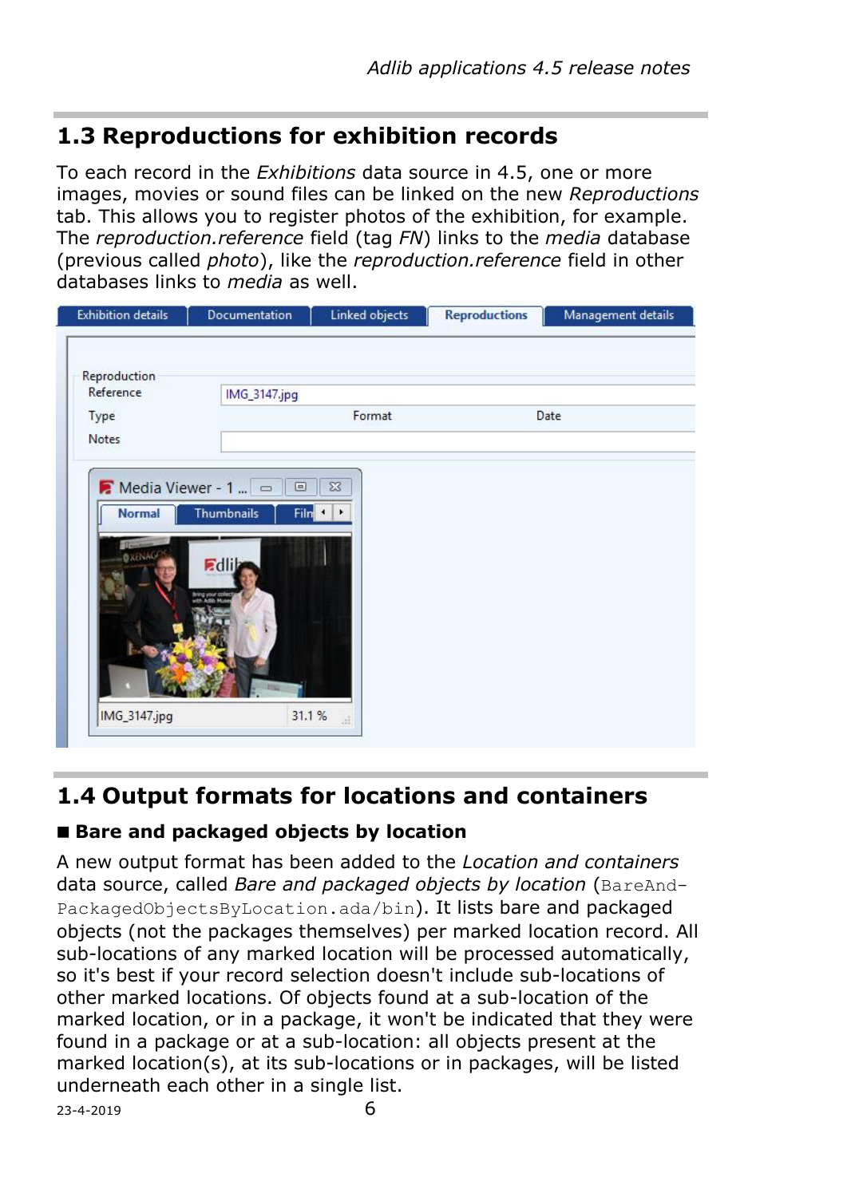## 1.3 Reproductions for exhibition records

To each record in the *Exhibitions* data source in 4.5, one or more images, movies or sound files can be linked on the new *Reproductions* tab. This allows you to register photos of the exhibition, for example. The *reproduction.reference* field (tag *FN*) links to the *media* database (previous called *photo*), like the *reproduction.reference* field in other databases links to *media* as well.

## 1.4 Output formats for locations and containers

### ■ Bare and packaged objects by location

A new output format has been added to the *Location and containers* data source, called *Bare and packaged objects by location* (`BareAnd-PackagedObjectsByLocation.ada/bin`). It lists bare and packaged objects (not the packages themselves) per marked location record. All sub-locations of any marked location will be processed automatically, so it's best if your record selection doesn't include sub-locations of other marked locations. Of objects found at a sub-location of the marked location, or in a package, it won't be indicated that they were found in a package or at a sub-location: all objects present at the marked location(s), at its sub-locations or in packages, will be listed underneath each other in a single list.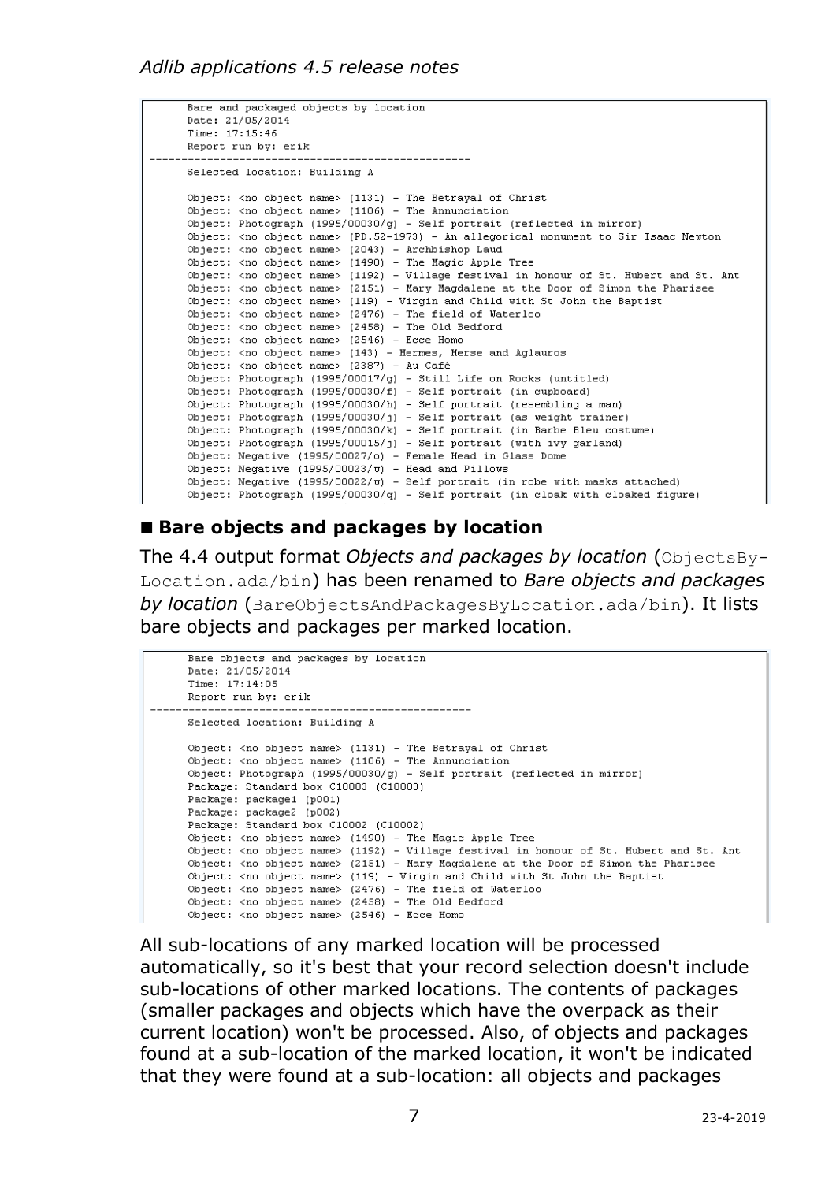```
Bare and packaged objects by location
Date: 21/05/2014
Time: 17:15:46
Report run by: erik
--------------------------------------------------
Selected location: Building A

Object: <no object name> (1131) - The Betrayal of Christ
Object: <no object name> (1106) - The Annunciation
Object: Photograph (1995/00030/g) - Self portrait (reflected in mirror)
Object: <no object name> (PD.52-1973) - An allegorical monument to Sir Isaac Newton
Object: <no object name> (2043) - Archbishop Laud
Object: <no object name> (1490) - The Magic Apple Tree
Object: <no object name> (1192) - Village festival in honour of St. Hubert and St. Ant
Object: <no object name> (2151) - Mary Magdalene at the Door of Simon the Pharisee
Object: <no object name> (119) - Virgin and Child with St John the Baptist
Object: <no object name> (2476) - The field of Waterloo
Object: <no object name> (2458) - The Old Bedford
Object: <no object name> (2546) - Ecce Homo
Object: <no object name> (143) - Hermes, Herse and Aglauros
Object: <no object name> (2387) - Au Café
Object: Photograph (1995/00017/g) - Still Life on Rocks (untitled)
Object: Photograph (1995/00030/f) - Self portrait (in cupboard)
Object: Photograph (1995/00030/h) - Self portrait (resembling a man)
Object: Photograph (1995/00030/j) - Self portrait (as weight trainer)
Object: Photograph (1995/00030/k) - Self portrait (in Barbe Bleu costume)
Object: Photograph (1995/00015/j) - Self portrait (with ivy garland)
Object: Negative (1995/00027/o) - Female Head in Glass Dome
Object: Negative (1995/00023/w) - Head and Pillows
Object: Negative (1995/00022/w) - Self portrait (in robe with masks attached)
Object: Photograph (1995/00030/q) - Self portrait (in cloak with cloaked figure)
```

## ■ Bare objects and packages by location

The 4.4 output format *Objects and packages by location* (`ObjectsBy-Location.ada/bin`) has been renamed to *Bare objects and packages by location* (`BareObjectsAndPackagesByLocation.ada/bin`). It lists bare objects and packages per marked location.

```
Bare objects and packages by location
Date: 21/05/2014
Time: 17:14:05
Report run by: erik
--------------------------------------------------
Selected location: Building A

Object: <no object name> (1131) - The Betrayal of Christ
Object: <no object name> (1106) - The Annunciation
Object: Photograph (1995/00030/g) - Self portrait (reflected in mirror)
Package: Standard box C10003 (C10003)
Package: package1 (p001)
Package: package2 (p002)
Package: Standard box C10002 (C10002)
Object: <no object name> (1490) - The Magic Apple Tree
Object: <no object name> (1192) - Village festival in honour of St. Hubert and St. Ant
Object: <no object name> (2151) - Mary Magdalene at the Door of Simon the Pharisee
Object: <no object name> (119) - Virgin and Child with St John the Baptist
Object: <no object name> (2476) - The field of Waterloo
Object: <no object name> (2458) - The Old Bedford
Object: <no object name> (2546) - Ecce Homo
```

All sub-locations of any marked location will be processed automatically, so it's best that your record selection doesn't include sub-locations of other marked locations. The contents of packages (smaller packages and objects which have the overpack as their current location) won't be processed. Also, of objects and packages found at a sub-location of the marked location, it won't be indicated that they were found at a sub-location: all objects and packages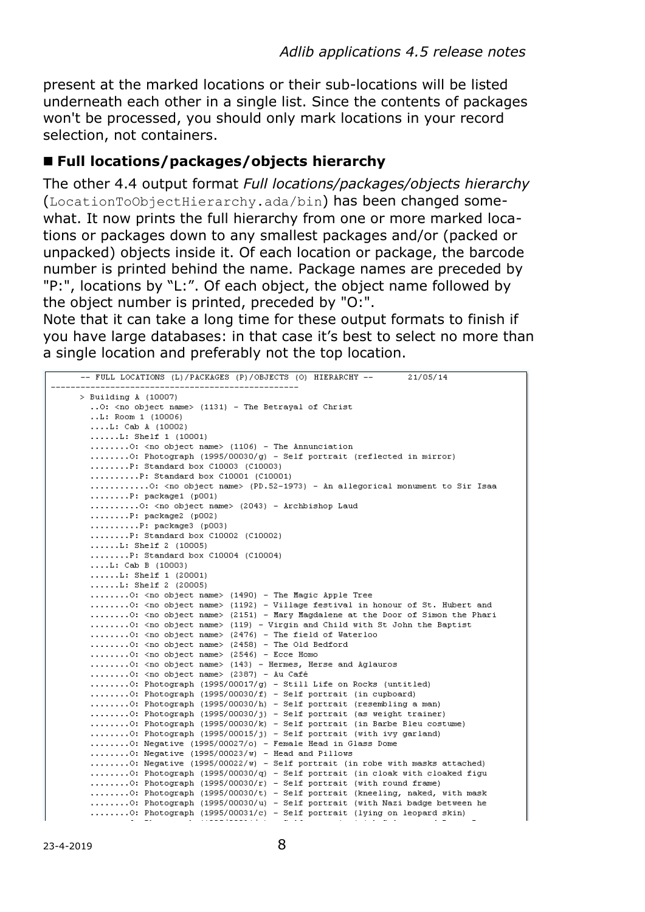present at the marked locations or their sub-locations will be listed underneath each other in a single list. Since the contents of packages won't be processed, you should only mark locations in your record selection, not containers.

## ■ Full locations/packages/objects hierarchy

The other 4.4 output format *Full locations/packages/objects hierarchy* (`LocationToObjectHierarchy.ada/bin`) has been changed somewhat. It now prints the full hierarchy from one or more marked locations or packages down to any smallest packages and/or (packed or unpacked) objects inside it. Of each location or package, the barcode number is printed behind the name. Package names are preceded by "P:", locations by "L:". Of each object, the object name followed by the object number is printed, preceded by "O:".
Note that it can take a long time for these output formats to finish if you have large databases: in that case it's best to select no more than a single location and preferably not the top location.

```
-- FULL LOCATIONS (L)/PACKAGES (P)/OBJECTS (O) HIERARCHY --       21/05/14
--------------------------------------------------
> Building A (10007)
..O: <no object name> (1131) - The Betrayal of Christ
..L: Room 1 (10006)
....L: Cab A (10002)
......L: Shelf 1 (10001)
........O: <no object name> (1106) - The Annunciation
........O: Photograph (1995/00030/g) - Self portrait (reflected in mirror)
........P: Standard box C10003 (C10003)
..........P: Standard box C10001 (C10001)
............O: <no object name> (PD.52-1973) - An allegorical monument to Sir Isaa
........P: package1 (p001)
..........O: <no object name> (2043) - Archbishop Laud
........P: package2 (p002)
..........P: package3 (p003)
........P: Standard box C10002 (C10002)
......L: Shelf 2 (10005)
........P: Standard box C10004 (C10004)
....L: Cab B (10003)
......L: Shelf 1 (20001)
......L: Shelf 2 (20005)
........O: <no object name> (1490) - The Magic Apple Tree
........O: <no object name> (1192) - Village festival in honour of St. Hubert and
........O: <no object name> (2151) - Mary Magdalene at the Door of Simon the Phari
........O: <no object name> (119) - Virgin and Child with St John the Baptist
........O: <no object name> (2476) - The field of Waterloo
........O: <no object name> (2458) - The Old Bedford
........O: <no object name> (2546) - Ecce Homo
........O: <no object name> (143) - Hermes, Herse and Aglauros
........O: <no object name> (2387) - Au Café
........O: Photograph (1995/00017/g) - Still Life on Rocks (untitled)
........O: Photograph (1995/00030/f) - Self portrait (in cupboard)
........O: Photograph (1995/00030/h) - Self portrait (resembling a man)
........O: Photograph (1995/00030/j) - Self portrait (as weight trainer)
........O: Photograph (1995/00030/k) - Self portrait (in Barbe Bleu costume)
........O: Photograph (1995/00015/j) - Self portrait (with ivy garland)
........O: Negative (1995/00027/o) - Female Head in Glass Dome
........O: Negative (1995/00023/w) - Head and Pillows
........O: Negative (1995/00022/w) - Self portrait (in robe with masks attached)
........O: Photograph (1995/00030/q) - Self portrait (in cloak with cloaked figu
........O: Photograph (1995/00030/r) - Self portrait (with round frame)
........O: Photograph (1995/00030/t) - Self portrait (kneeling, naked, with mask
........O: Photograph (1995/00030/u) - Self portrait (with Nazi badge between he
........O: Photograph (1995/00031/c) - Self portrait (lying on leopard skin)
```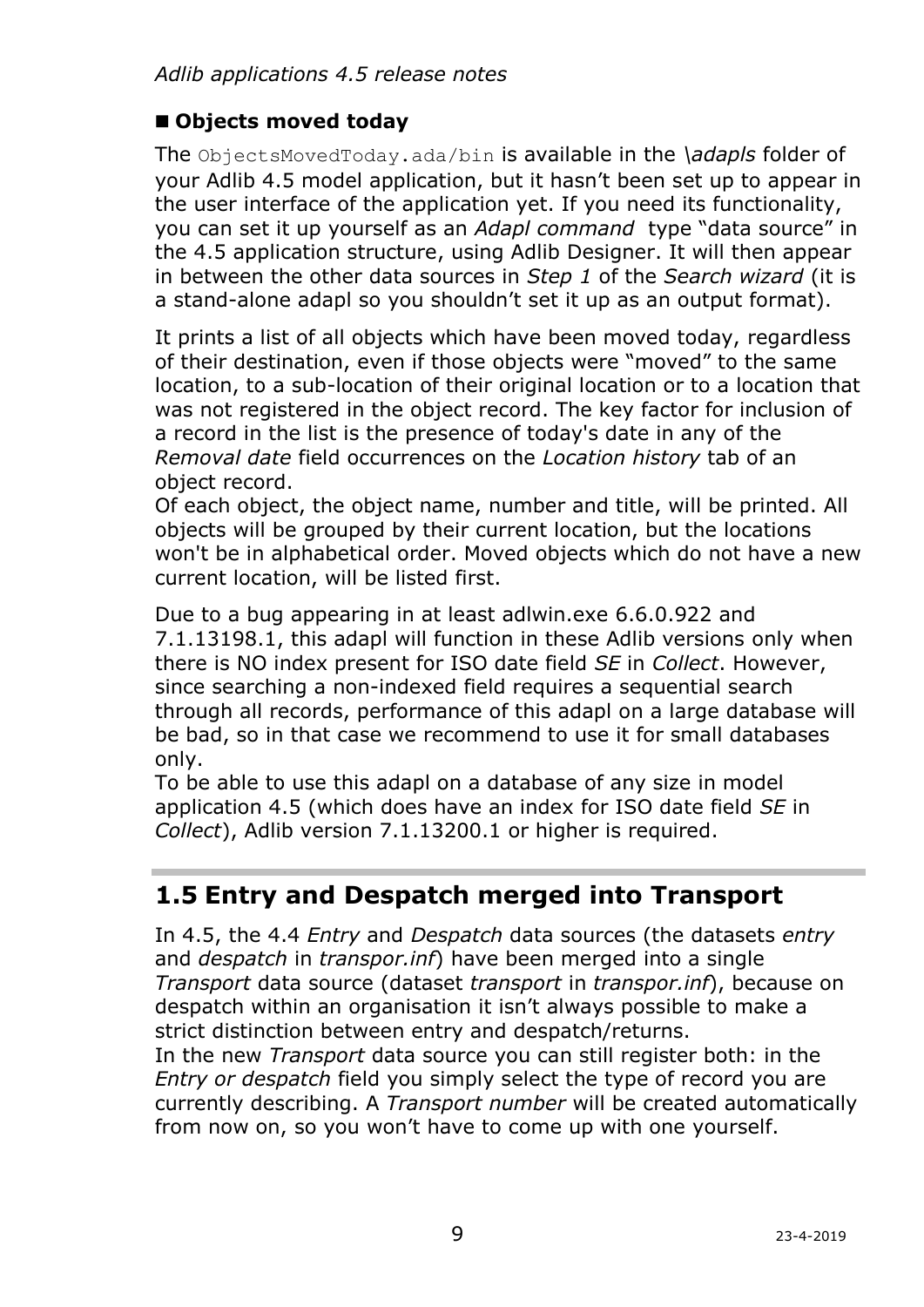### ■ Objects moved today

The `ObjectsMovedToday.ada/bin` is available in the *\adapls* folder of your Adlib 4.5 model application, but it hasn't been set up to appear in the user interface of the application yet. If you need its functionality, you can set it up yourself as an *Adapl command* type "data source" in the 4.5 application structure, using Adlib Designer. It will then appear in between the other data sources in *Step 1* of the *Search wizard* (it is a stand-alone adapl so you shouldn't set it up as an output format).

It prints a list of all objects which have been moved today, regardless of their destination, even if those objects were "moved" to the same location, to a sub-location of their original location or to a location that was not registered in the object record. The key factor for inclusion of a record in the list is the presence of today's date in any of the *Removal date* field occurrences on the *Location history* tab of an object record.
Of each object, the object name, number and title, will be printed. All objects will be grouped by their current location, but the locations won't be in alphabetical order. Moved objects which do not have a new current location, will be listed first.

Due to a bug appearing in at least adlwin.exe 6.6.0.922 and 7.1.13198.1, this adapl will function in these Adlib versions only when there is NO index present for ISO date field *SE* in *Collect*. However, since searching a non-indexed field requires a sequential search through all records, performance of this adapl on a large database will be bad, so in that case we recommend to use it for small databases only.
To be able to use this adapl on a database of any size in model application 4.5 (which does have an index for ISO date field *SE* in *Collect*), Adlib version 7.1.13200.1 or higher is required.

## 1.5 Entry and Despatch merged into Transport

In 4.5, the 4.4 *Entry* and *Despatch* data sources (the datasets *entry* and *despatch* in *transpor.inf*) have been merged into a single *Transport* data source (dataset *transport* in *transpor.inf*), because on despatch within an organisation it isn't always possible to make a strict distinction between entry and despatch/returns.
In the new *Transport* data source you can still register both: in the *Entry or despatch* field you simply select the type of record you are currently describing. A *Transport number* will be created automatically from now on, so you won't have to come up with one yourself.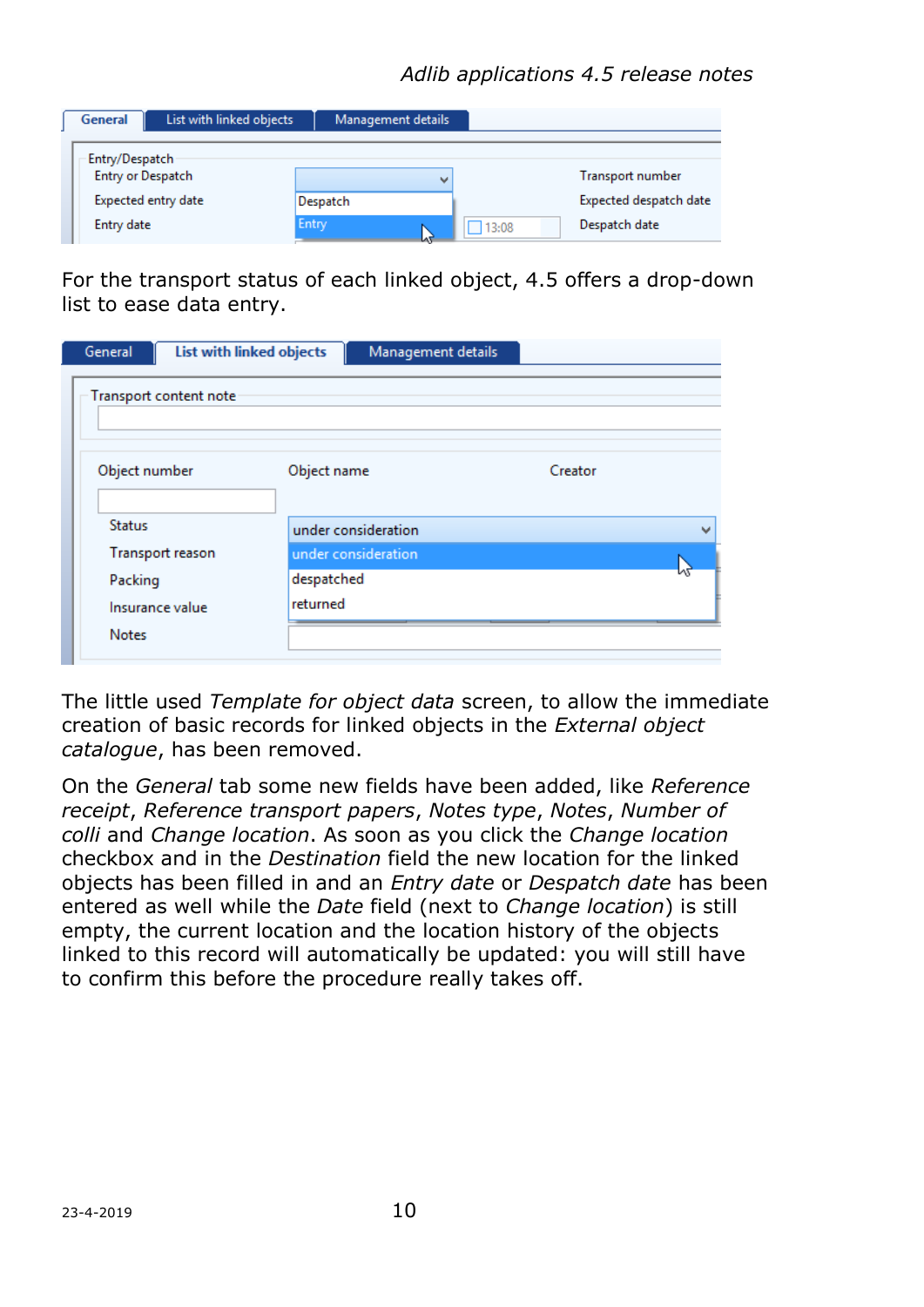For the transport status of each linked object, 4.5 offers a drop-down list to ease data entry.

The little used *Template for object data* screen, to allow the immediate creation of basic records for linked objects in the *External object catalogue*, has been removed.

On the *General* tab some new fields have been added, like *Reference receipt*, *Reference transport papers*, *Notes type*, *Notes*, *Number of colli* and *Change location*. As soon as you click the *Change location* checkbox and in the *Destination* field the new location for the linked objects has been filled in and an *Entry date* or *Despatch date* has been entered as well while the *Date* field (next to *Change location*) is still empty, the current location and the location history of the objects linked to this record will automatically be updated: you will still have to confirm this before the procedure really takes off.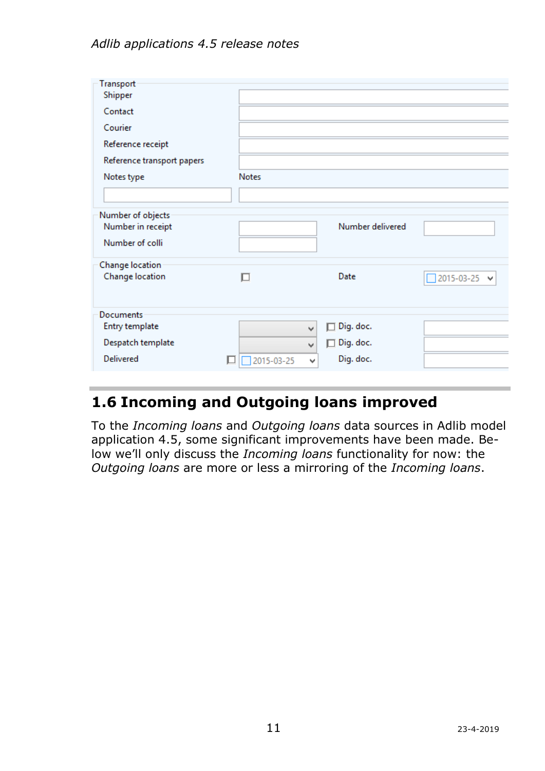Transport

| | | | |
|---|---|---|---|
| Shipper | | | |
| Contact | | | |
| Courier | | | |
| Reference receipt | | | |
| Reference transport papers | | | |
| Notes type | Notes | | |

Number of objects

| | | | |
|---|---|---|---|
| Number in receipt | | Number delivered | |
| Number of colli | | | |

Change location

| | | | |
|---|---|---|---|
| Change location | ☐ | Date | 2015-03-25 |

Documents

| | | | |
|---|---|---|---|
| Entry template | | ☐ Dig. doc. | |
| Despatch template | | ☐ Dig. doc. | |
| Delivered ☐ | 2015-03-25 | Dig. doc. | |

## 1.6 Incoming and Outgoing loans improved

To the *Incoming loans* and *Outgoing loans* data sources in Adlib model application 4.5, some significant improvements have been made. Below we'll only discuss the *Incoming loans* functionality for now: the *Outgoing loans* are more or less a mirroring of the *Incoming loans*.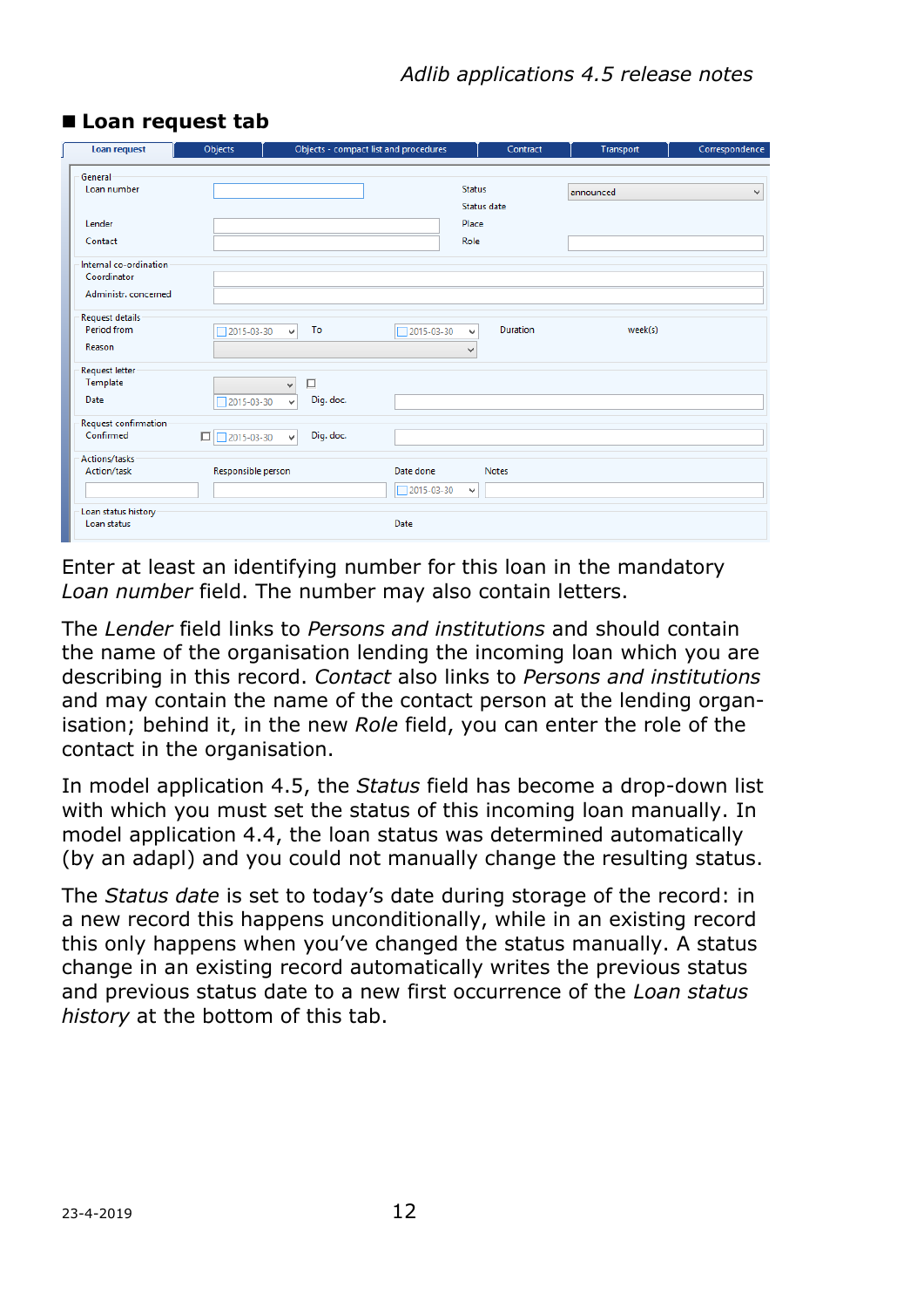## ■ Loan request tab

Enter at least an identifying number for this loan in the mandatory *Loan number* field. The number may also contain letters.

The *Lender* field links to *Persons and institutions* and should contain the name of the organisation lending the incoming loan which you are describing in this record. *Contact* also links to *Persons and institutions* and may contain the name of the contact person at the lending organisation; behind it, in the new *Role* field, you can enter the role of the contact in the organisation.

In model application 4.5, the *Status* field has become a drop-down list with which you must set the status of this incoming loan manually. In model application 4.4, the loan status was determined automatically (by an adapl) and you could not manually change the resulting status.

The *Status date* is set to today's date during storage of the record: in a new record this happens unconditionally, while in an existing record this only happens when you've changed the status manually. A status change in an existing record automatically writes the previous status and previous status date to a new first occurrence of the *Loan status history* at the bottom of this tab.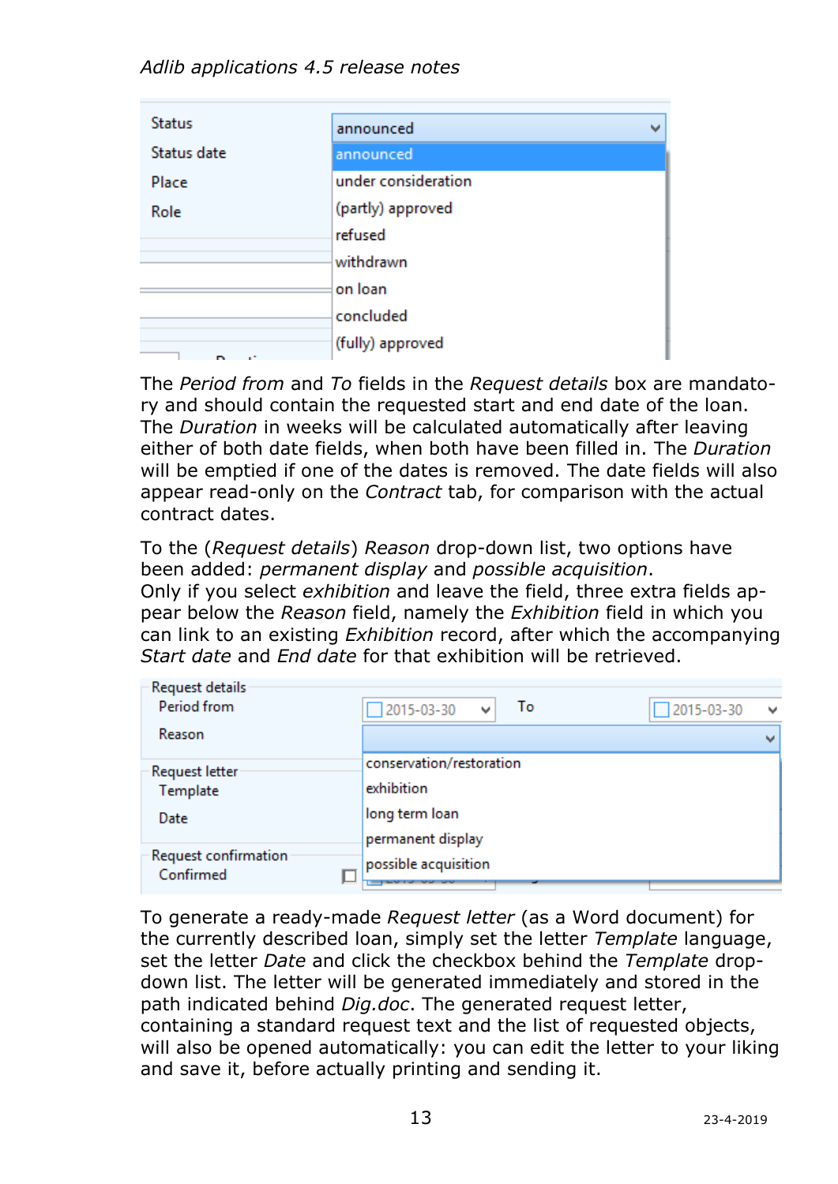The *Period from* and *To* fields in the *Request details* box are mandatory and should contain the requested start and end date of the loan. The *Duration* in weeks will be calculated automatically after leaving either of both date fields, when both have been filled in. The *Duration* will be emptied if one of the dates is removed. The date fields will also appear read-only on the *Contract* tab, for comparison with the actual contract dates.

To the (*Request details*) *Reason* drop-down list, two options have been added: *permanent display* and *possible acquisition*.
Only if you select *exhibition* and leave the field, three extra fields appear below the *Reason* field, namely the *Exhibition* field in which you can link to an existing *Exhibition* record, after which the accompanying *Start date* and *End date* for that exhibition will be retrieved.

To generate a ready-made *Request letter* (as a Word document) for the currently described loan, simply set the letter *Template* language, set the letter *Date* and click the checkbox behind the *Template* drop-down list. The letter will be generated immediately and stored in the path indicated behind *Dig.doc*. The generated request letter, containing a standard request text and the list of requested objects, will also be opened automatically: you can edit the letter to your liking and save it, before actually printing and sending it.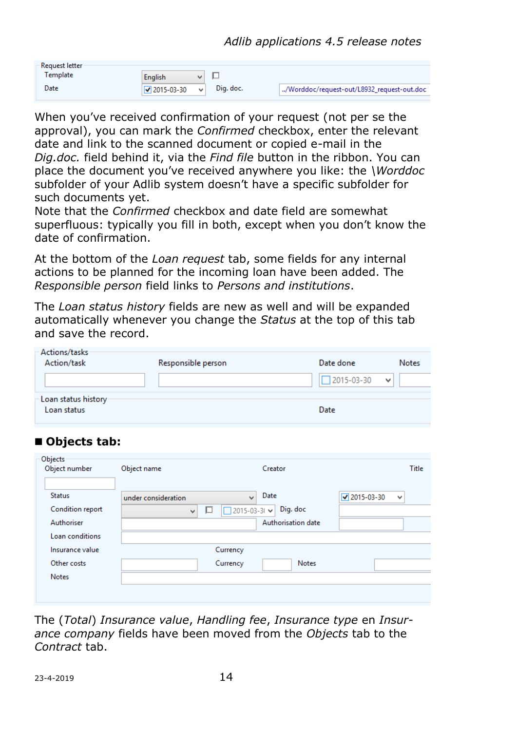When you've received confirmation of your request (not per se the approval), you can mark the *Confirmed* checkbox, enter the relevant date and link to the scanned document or copied e-mail in the *Dig.doc.* field behind it, via the *Find file* button in the ribbon. You can place the document you've received anywhere you like: the *\Worddoc* subfolder of your Adlib system doesn't have a specific subfolder for such documents yet.
Note that the *Confirmed* checkbox and date field are somewhat superfluous: typically you fill in both, except when you don't know the date of confirmation.

At the bottom of the *Loan request* tab, some fields for any internal actions to be planned for the incoming loan have been added. The *Responsible person* field links to *Persons and institutions*.

The *Loan status history* fields are new as well and will be expanded automatically whenever you change the *Status* at the top of this tab and save the record.

## ■ Objects tab:

The (*Total*) *Insurance value*, *Handling fee*, *Insurance type* en *Insurance company* fields have been moved from the *Objects* tab to the *Contract* tab.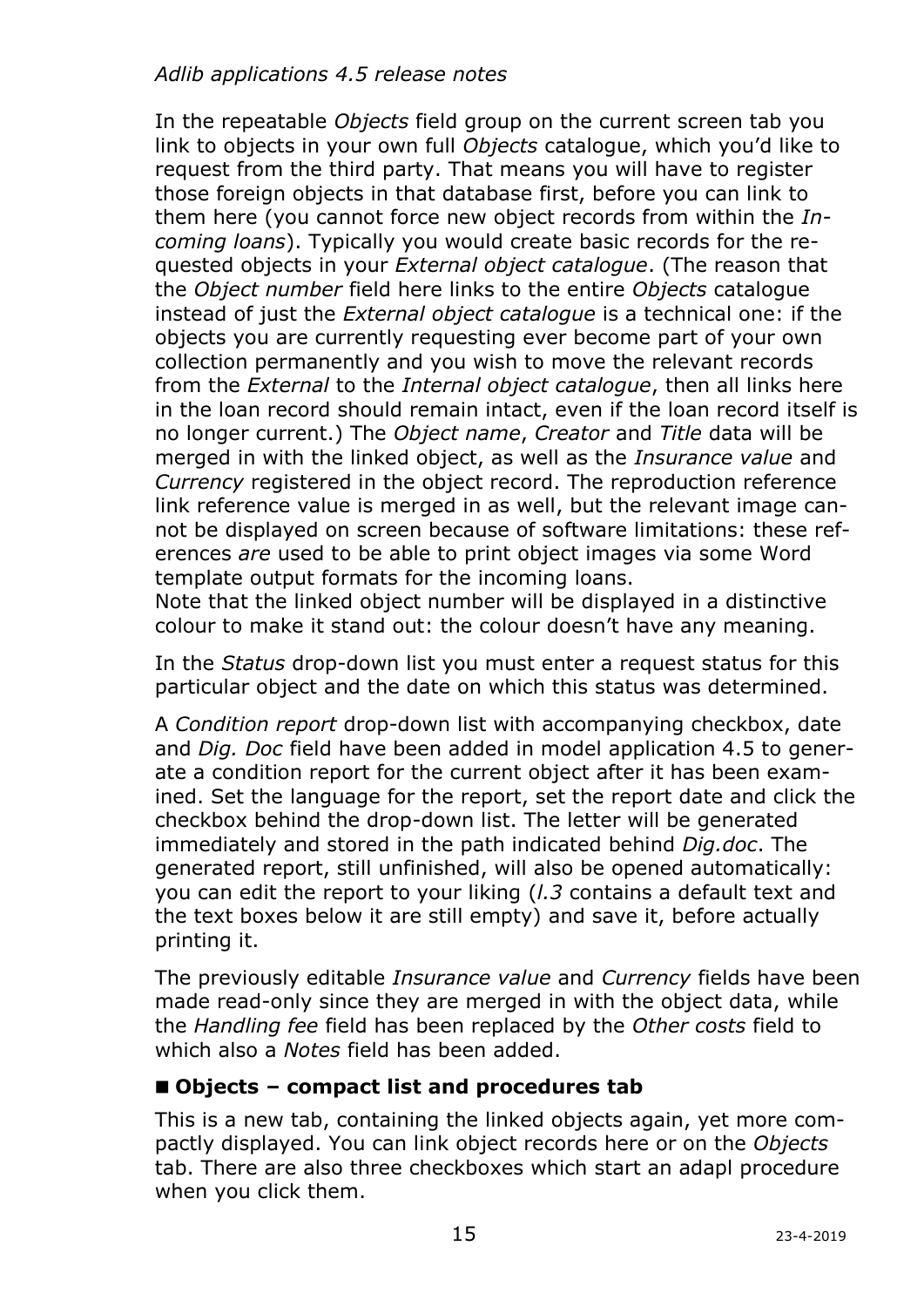In the repeatable *Objects* field group on the current screen tab you link to objects in your own full *Objects* catalogue, which you'd like to request from the third party. That means you will have to register those foreign objects in that database first, before you can link to them here (you cannot force new object records from within the *Incoming loans*). Typically you would create basic records for the requested objects in your *External object catalogue*. (The reason that the *Object number* field here links to the entire *Objects* catalogue instead of just the *External object catalogue* is a technical one: if the objects you are currently requesting ever become part of your own collection permanently and you wish to move the relevant records from the *External* to the *Internal object catalogue*, then all links here in the loan record should remain intact, even if the loan record itself is no longer current.) The *Object name*, *Creator* and *Title* data will be merged in with the linked object, as well as the *Insurance value* and *Currency* registered in the object record. The reproduction reference link reference value is merged in as well, but the relevant image cannot be displayed on screen because of software limitations: these references *are* used to be able to print object images via some Word template output formats for the incoming loans.
Note that the linked object number will be displayed in a distinctive colour to make it stand out: the colour doesn't have any meaning.

In the *Status* drop-down list you must enter a request status for this particular object and the date on which this status was determined.

A *Condition report* drop-down list with accompanying checkbox, date and *Dig. Doc* field have been added in model application 4.5 to generate a condition report for the current object after it has been examined. Set the language for the report, set the report date and click the checkbox behind the drop-down list. The letter will be generated immediately and stored in the path indicated behind *Dig.doc*. The generated report, still unfinished, will also be opened automatically: you can edit the report to your liking (*l.3* contains a default text and the text boxes below it are still empty) and save it, before actually printing it.

The previously editable *Insurance value* and *Currency* fields have been made read-only since they are merged in with the object data, while the *Handling fee* field has been replaced by the *Other costs* field to which also a *Notes* field has been added.

### ■ Objects – compact list and procedures tab

This is a new tab, containing the linked objects again, yet more compactly displayed. You can link object records here or on the *Objects* tab. There are also three checkboxes which start an adapl procedure when you click them.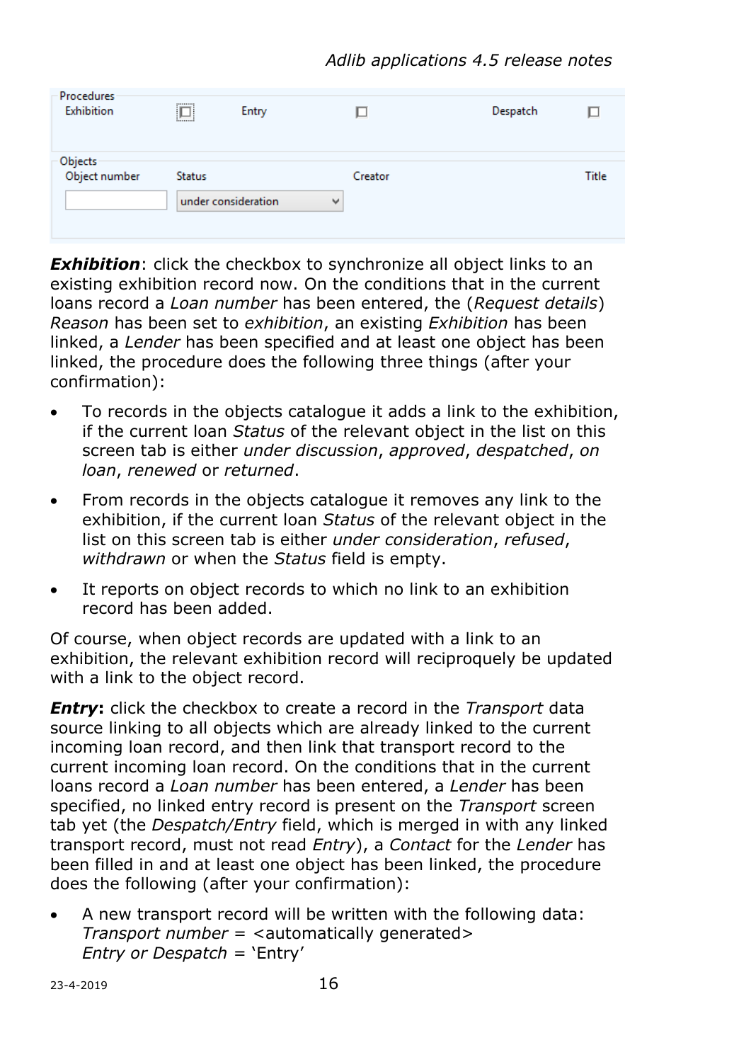Procedures

| Exhibition | ☐ | Entry | ☐ | Despatch | ☐ |
|---|---|---|---|---|---|

Objects

| Object number | Status | Creator | Title |
|---|---|---|---|
| | under consideration | | |

***Exhibition***: click the checkbox to synchronize all object links to an existing exhibition record now. On the conditions that in the current loans record a *Loan number* has been entered, the (*Request details*) *Reason* has been set to *exhibition*, an existing *Exhibition* has been linked, a *Lender* has been specified and at least one object has been linked, the procedure does the following three things (after your confirmation):

- To records in the objects catalogue it adds a link to the exhibition, if the current loan *Status* of the relevant object in the list on this screen tab is either *under discussion*, *approved*, *despatched*, *on loan*, *renewed* or *returned*.
- From records in the objects catalogue it removes any link to the exhibition, if the current loan *Status* of the relevant object in the list on this screen tab is either *under consideration*, *refused*, *withdrawn* or when the *Status* field is empty.
- It reports on object records to which no link to an exhibition record has been added.

Of course, when object records are updated with a link to an exhibition, the relevant exhibition record will reciproquely be updated with a link to the object record.

***Entry*****:** click the checkbox to create a record in the *Transport* data source linking to all objects which are already linked to the current incoming loan record, and then link that transport record to the current incoming loan record. On the conditions that in the current loans record a *Loan number* has been entered, a *Lender* has been specified, no linked entry record is present on the *Transport* screen tab yet (the *Despatch/Entry* field, which is merged in with any linked transport record, must not read *Entry*), a *Contact* for the *Lender* has been filled in and at least one object has been linked, the procedure does the following (after your confirmation):

- A new transport record will be written with the following data:
  *Transport number* = <automatically generated>
  *Entry or Despatch* = 'Entry'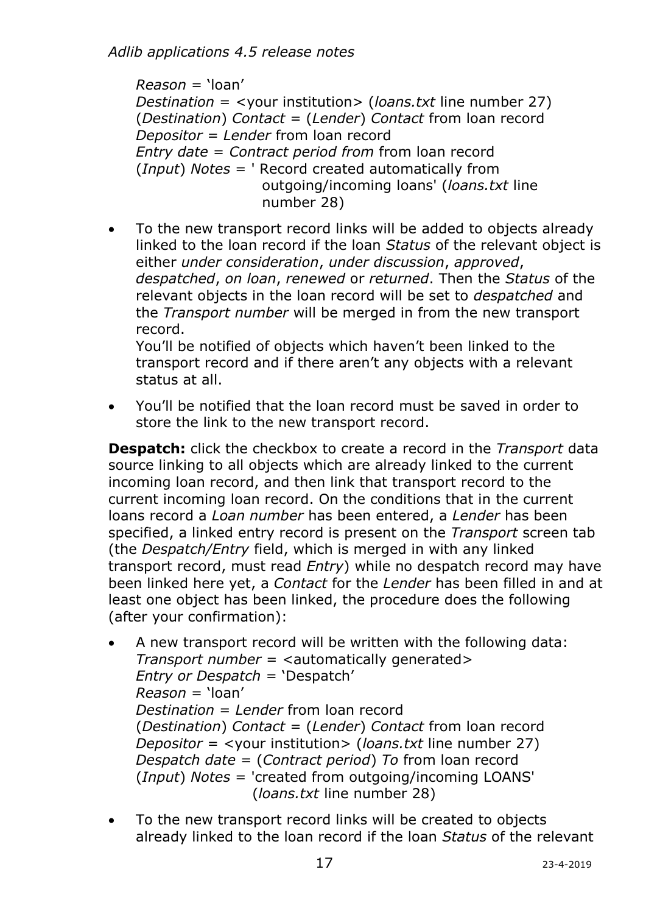*Reason* = 'loan'
*Destination* = <your institution> (*loans.txt* line number 27)
(*Destination*) *Contact* = (*Lender*) *Contact* from loan record
*Depositor* = *Lender* from loan record
*Entry date* = *Contract period from* from loan record
(*Input*) *Notes* = ' Record created automatically from outgoing/incoming loans' (*loans.txt* line number 28)

- To the new transport record links will be added to objects already linked to the loan record if the loan *Status* of the relevant object is either *under consideration*, *under discussion*, *approved*, *despatched*, *on loan*, *renewed* or *returned*. Then the *Status* of the relevant objects in the loan record will be set to *despatched* and the *Transport number* will be merged in from the new transport record.
  You'll be notified of objects which haven't been linked to the transport record and if there aren't any objects with a relevant status at all.
- You'll be notified that the loan record must be saved in order to store the link to the new transport record.

**Despatch:** click the checkbox to create a record in the *Transport* data source linking to all objects which are already linked to the current incoming loan record, and then link that transport record to the current incoming loan record. On the conditions that in the current loans record a *Loan number* has been entered, a *Lender* has been specified, a linked entry record is present on the *Transport* screen tab (the *Despatch/Entry* field, which is merged in with any linked transport record, must read *Entry*) while no despatch record may have been linked here yet, a *Contact* for the *Lender* has been filled in and at least one object has been linked, the procedure does the following (after your confirmation):

- A new transport record will be written with the following data:
  *Transport number* = <automatically generated>
  *Entry or Despatch* = 'Despatch'
  *Reason* = 'loan'
  *Destination* = *Lender* from loan record
  (*Destination*) *Contact* = (*Lender*) *Contact* from loan record
  *Depositor* = <your institution> (*loans.txt* line number 27)
  *Despatch date* = (*Contract period*) *To* from loan record
  (*Input*) *Notes* = 'created from outgoing/incoming LOANS' (*loans.txt* line number 28)
- To the new transport record links will be created to objects already linked to the loan record if the loan *Status* of the relevant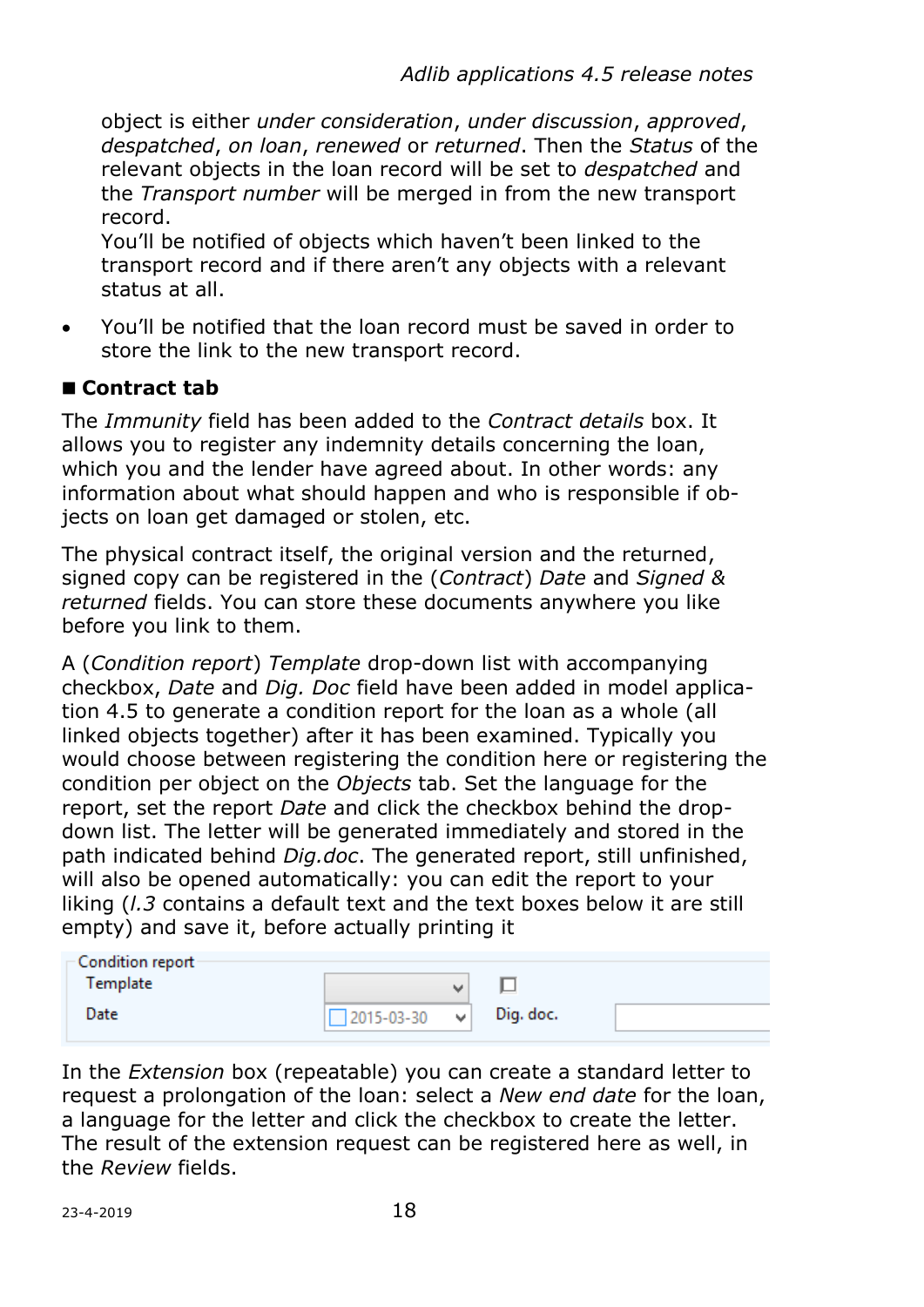object is either *under consideration*, *under discussion*, *approved*, *despatched*, *on loan*, *renewed* or *returned*. Then the *Status* of the relevant objects in the loan record will be set to *despatched* and the *Transport number* will be merged in from the new transport record.
You'll be notified of objects which haven't been linked to the transport record and if there aren't any objects with a relevant status at all.

- You'll be notified that the loan record must be saved in order to store the link to the new transport record.

### ■ Contract tab

The *Immunity* field has been added to the *Contract details* box. It allows you to register any indemnity details concerning the loan, which you and the lender have agreed about. In other words: any information about what should happen and who is responsible if objects on loan get damaged or stolen, etc.

The physical contract itself, the original version and the returned, signed copy can be registered in the (*Contract*) *Date* and *Signed & returned* fields. You can store these documents anywhere you like before you link to them.

A (*Condition report*) *Template* drop-down list with accompanying checkbox, *Date* and *Dig. Doc* field have been added in model application 4.5 to generate a condition report for the loan as a whole (all linked objects together) after it has been examined. Typically you would choose between registering the condition here or registering the condition per object on the *Objects* tab. Set the language for the report, set the report *Date* and click the checkbox behind the drop-down list. The letter will be generated immediately and stored in the path indicated behind *Dig.doc*. The generated report, still unfinished, will also be opened automatically: you can edit the report to your liking (*l.3* contains a default text and the text boxes below it are still empty) and save it, before actually printing it

Condition report
Template
Date 2015-03-30 Dig. doc.

In the *Extension* box (repeatable) you can create a standard letter to request a prolongation of the loan: select a *New end date* for the loan, a language for the letter and click the checkbox to create the letter. The result of the extension request can be registered here as well, in the *Review* fields.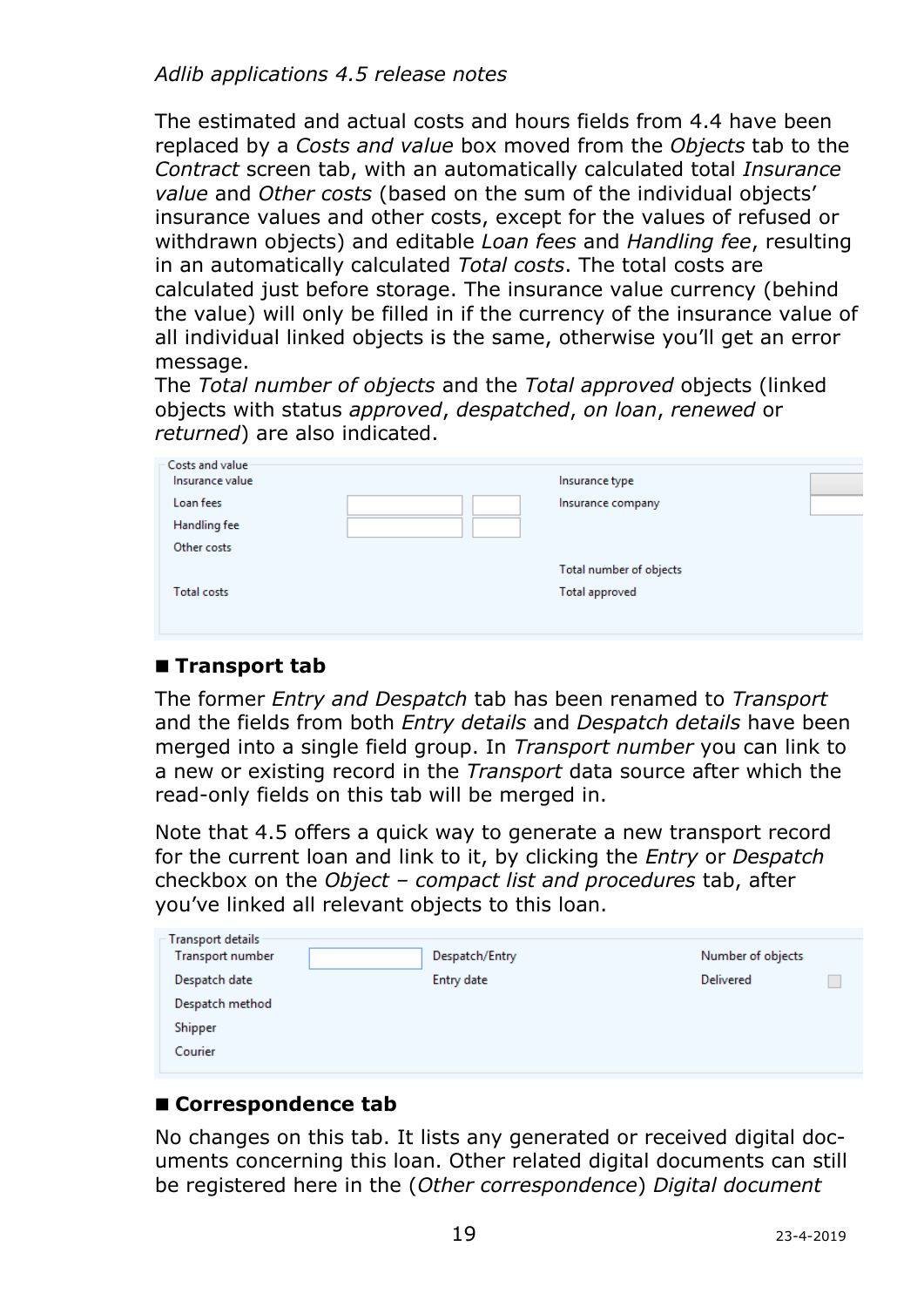The estimated and actual costs and hours fields from 4.4 have been replaced by a *Costs and value* box moved from the *Objects* tab to the *Contract* screen tab, with an automatically calculated total *Insurance value* and *Other costs* (based on the sum of the individual objects' insurance values and other costs, except for the values of refused or withdrawn objects) and editable *Loan fees* and *Handling fee*, resulting in an automatically calculated *Total costs*. The total costs are calculated just before storage. The insurance value currency (behind the value) will only be filled in if the currency of the insurance value of all individual linked objects is the same, otherwise you'll get an error message.
The *Total number of objects* and the *Total approved* objects (linked objects with status *approved*, *despatched*, *on loan*, *renewed* or *returned*) are also indicated.

## ■ Transport tab

The former *Entry and Despatch* tab has been renamed to *Transport* and the fields from both *Entry details* and *Despatch details* have been merged into a single field group. In *Transport number* you can link to a new or existing record in the *Transport* data source after which the read-only fields on this tab will be merged in.

Note that 4.5 offers a quick way to generate a new transport record for the current loan and link to it, by clicking the *Entry* or *Despatch* checkbox on the *Object – compact list and procedures* tab, after you've linked all relevant objects to this loan.

## ■ Correspondence tab

No changes on this tab. It lists any generated or received digital documents concerning this loan. Other related digital documents can still be registered here in the (*Other correspondence*) *Digital document*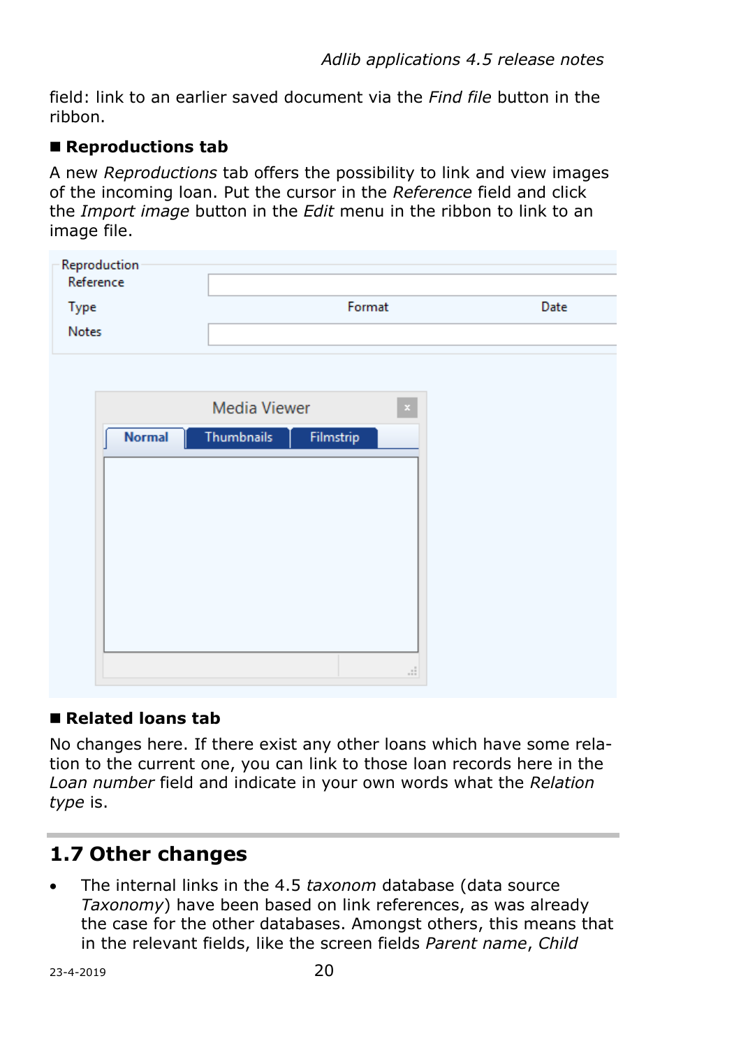field: link to an earlier saved document via the *Find file* button in the ribbon.

■ **Reproductions tab**

A new *Reproductions* tab offers the possibility to link and view images of the incoming loan. Put the cursor in the *Reference* field and click the *Import image* button in the *Edit* menu in the ribbon to link to an image file.

■ **Related loans tab**

No changes here. If there exist any other loans which have some relation to the current one, you can link to those loan records here in the *Loan number* field and indicate in your own words what the *Relation type* is.

## 1.7 Other changes

- The internal links in the 4.5 *taxonom* database (data source *Taxonomy*) have been based on link references, as was already the case for the other databases. Amongst others, this means that in the relevant fields, like the screen fields *Parent name*, *Child*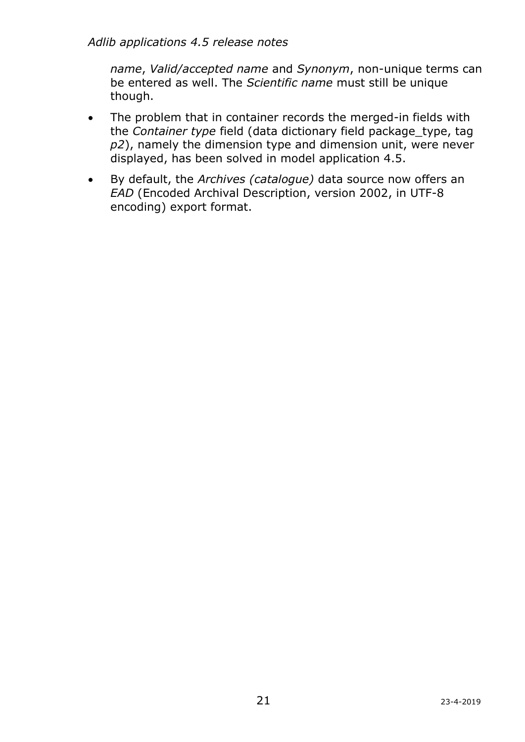*name*, *Valid/accepted name* and *Synonym*, non-unique terms can be entered as well. The *Scientific name* must still be unique though.

- The problem that in container records the merged-in fields with the *Container type* field (data dictionary field package_type, tag *p2*), namely the dimension type and dimension unit, were never displayed, has been solved in model application 4.5.
- By default, the *Archives (catalogue)* data source now offers an *EAD* (Encoded Archival Description, version 2002, in UTF-8 encoding) export format.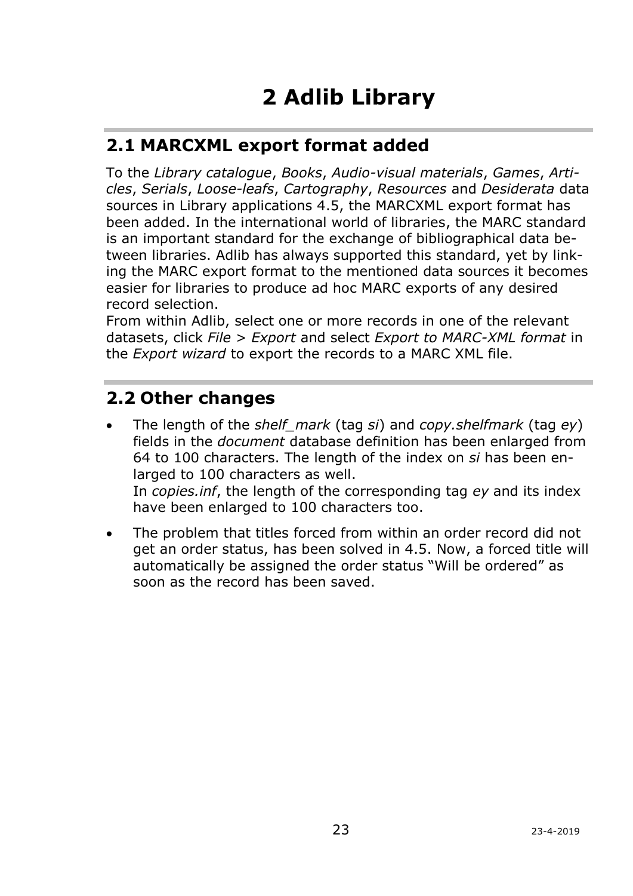# 2 Adlib Library

## 2.1 MARCXML export format added

To the *Library catalogue*, *Books*, *Audio-visual materials*, *Games*, *Articles*, *Serials*, *Loose-leafs*, *Cartography*, *Resources* and *Desiderata* data sources in Library applications 4.5, the MARCXML export format has been added. In the international world of libraries, the MARC standard is an important standard for the exchange of bibliographical data between libraries. Adlib has always supported this standard, yet by linking the MARC export format to the mentioned data sources it becomes easier for libraries to produce ad hoc MARC exports of any desired record selection.
From within Adlib, select one or more records in one of the relevant datasets, click *File* > *Export* and select *Export to MARC-XML format* in the *Export wizard* to export the records to a MARC XML file.

## 2.2 Other changes

- The length of the *shelf_mark* (tag *si*) and *copy.shelfmark* (tag *ey*) fields in the *document* database definition has been enlarged from 64 to 100 characters. The length of the index on *si* has been enlarged to 100 characters as well.
  In *copies.inf*, the length of the corresponding tag *ey* and its index have been enlarged to 100 characters too.
- The problem that titles forced from within an order record did not get an order status, has been solved in 4.5. Now, a forced title will automatically be assigned the order status “Will be ordered” as soon as the record has been saved.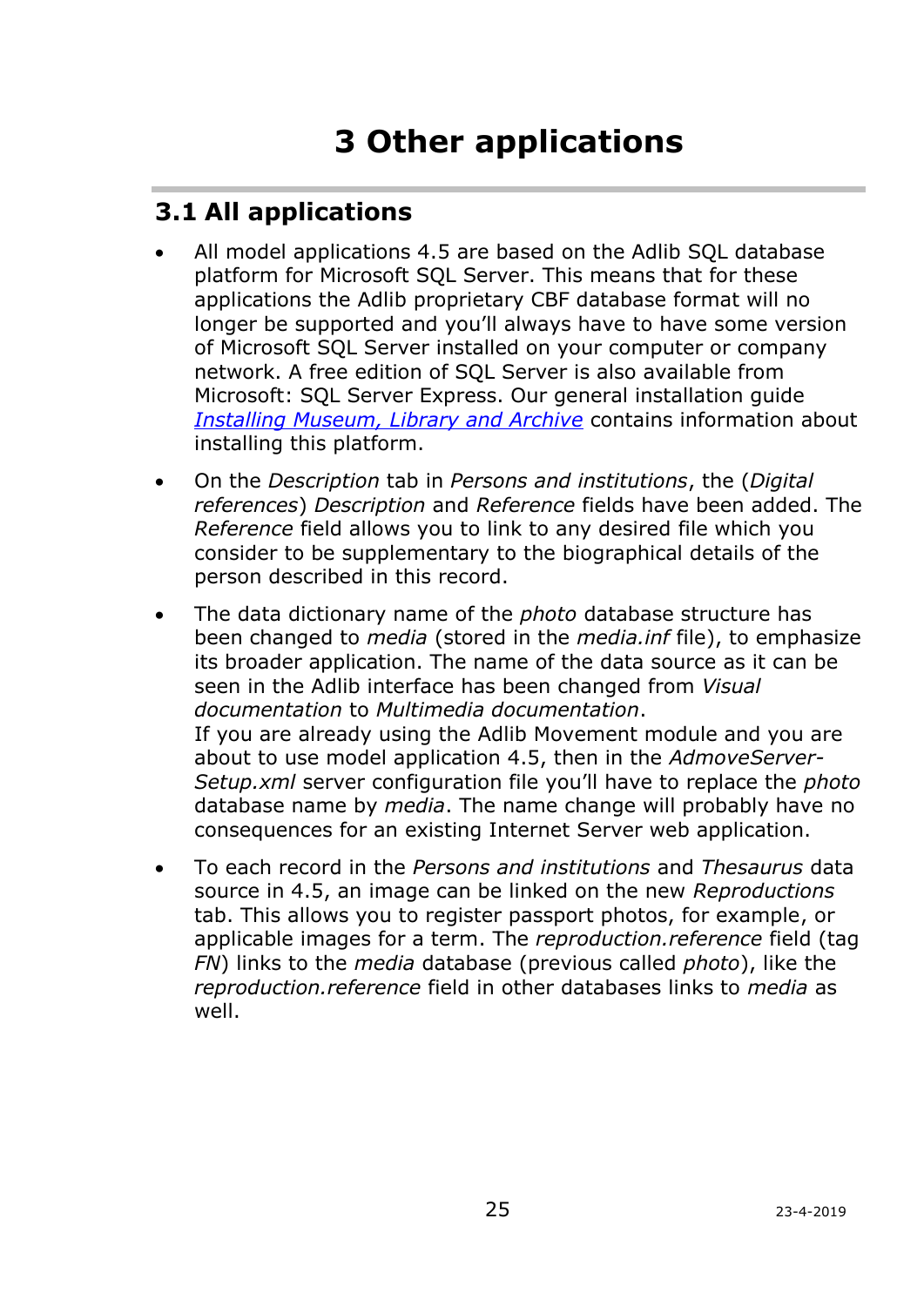# 3 Other applications

## 3.1 All applications

- All model applications 4.5 are based on the Adlib SQL database platform for Microsoft SQL Server. This means that for these applications the Adlib proprietary CBF database format will no longer be supported and you'll always have to have some version of Microsoft SQL Server installed on your computer or company network. A free edition of SQL Server is also available from Microsoft: SQL Server Express. Our general installation guide *Installing Museum, Library and Archive* contains information about installing this platform.
- On the *Description* tab in *Persons and institutions*, the (*Digital references*) *Description* and *Reference* fields have been added. The *Reference* field allows you to link to any desired file which you consider to be supplementary to the biographical details of the person described in this record.
- The data dictionary name of the *photo* database structure has been changed to *media* (stored in the *media.inf* file), to emphasize its broader application. The name of the data source as it can be seen in the Adlib interface has been changed from *Visual documentation* to *Multimedia documentation*.
  If you are already using the Adlib Movement module and you are about to use model application 4.5, then in the *AdmoveServer-Setup.xml* server configuration file you'll have to replace the *photo* database name by *media*. The name change will probably have no consequences for an existing Internet Server web application.
- To each record in the *Persons and institutions* and *Thesaurus* data source in 4.5, an image can be linked on the new *Reproductions* tab. This allows you to register passport photos, for example, or applicable images for a term. The *reproduction.reference* field (tag *FN*) links to the *media* database (previous called *photo*), like the *reproduction.reference* field in other databases links to *media* as well.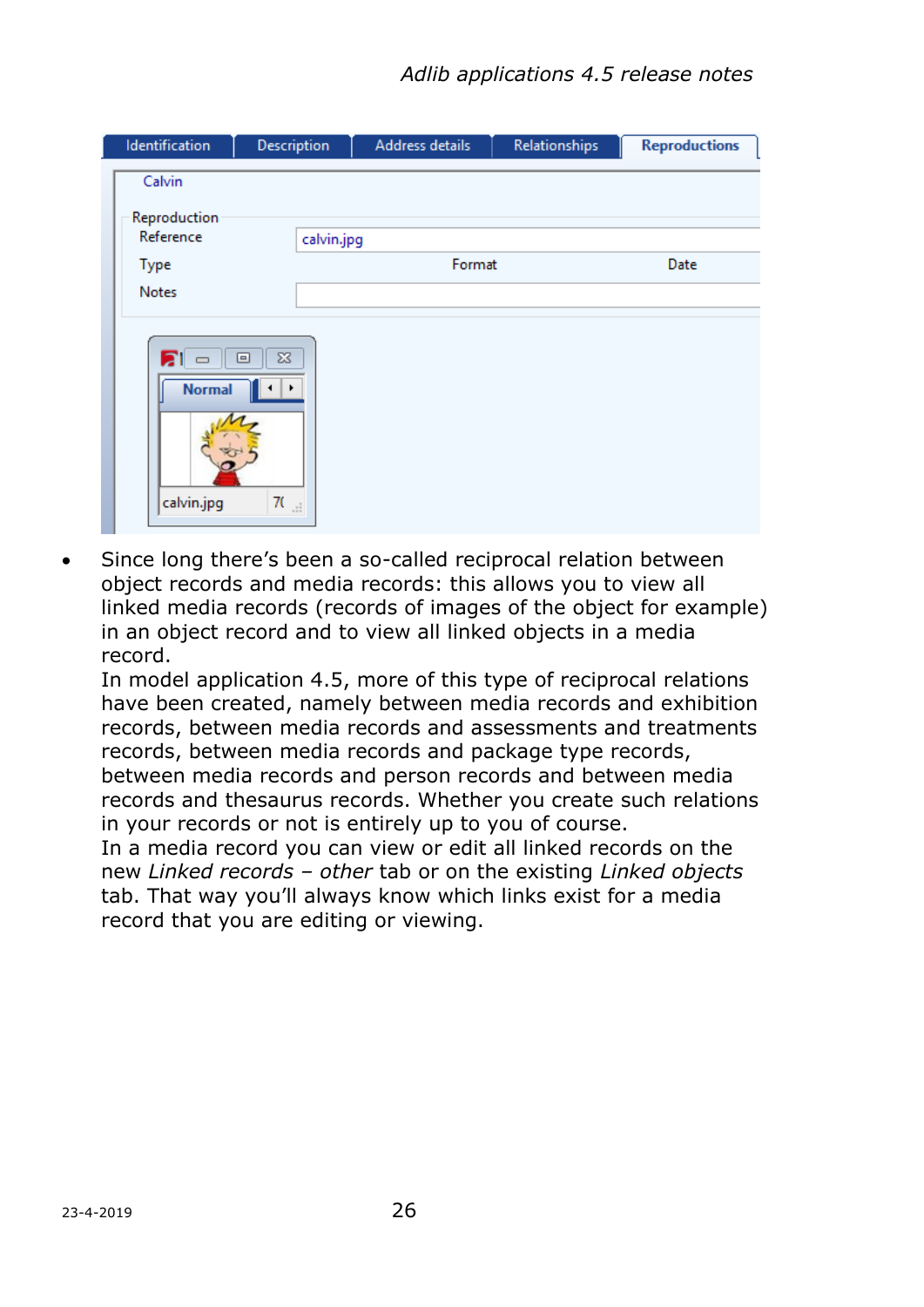- Since long there's been a so-called reciprocal relation between object records and media records: this allows you to view all linked media records (records of images of the object for example) in an object record and to view all linked objects in a media record.
  In model application 4.5, more of this type of reciprocal relations have been created, namely between media records and exhibition records, between media records and assessments and treatments records, between media records and package type records, between media records and person records and between media records and thesaurus records. Whether you create such relations in your records or not is entirely up to you of course.
  In a media record you can view or edit all linked records on the new *Linked records – other* tab or on the existing *Linked objects* tab. That way you'll always know which links exist for a media record that you are editing or viewing.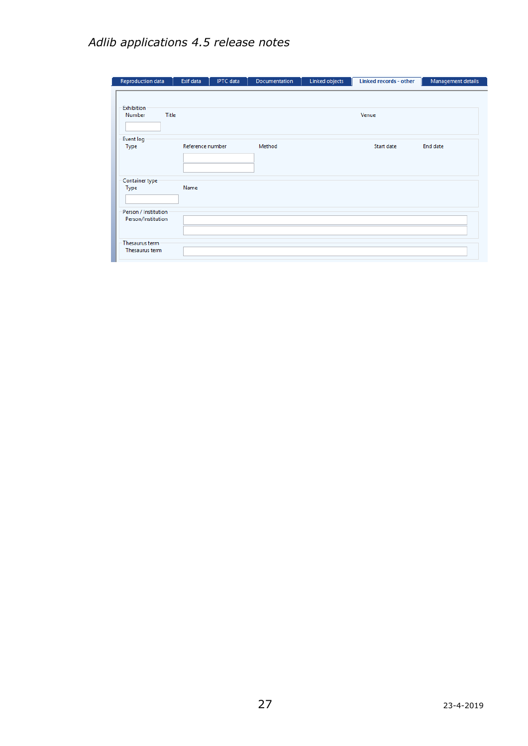Reproduction data | Exif data | IPTC data | Documentation | Linked objects | Linked records - other | Management details

Exhibition

Number | Title | Venue

Event log

Type | Reference number | Method | Start date | End date

Container type

Type | Name

Person / Institution

Person/Institution

Thesaurus term

Thesaurus term